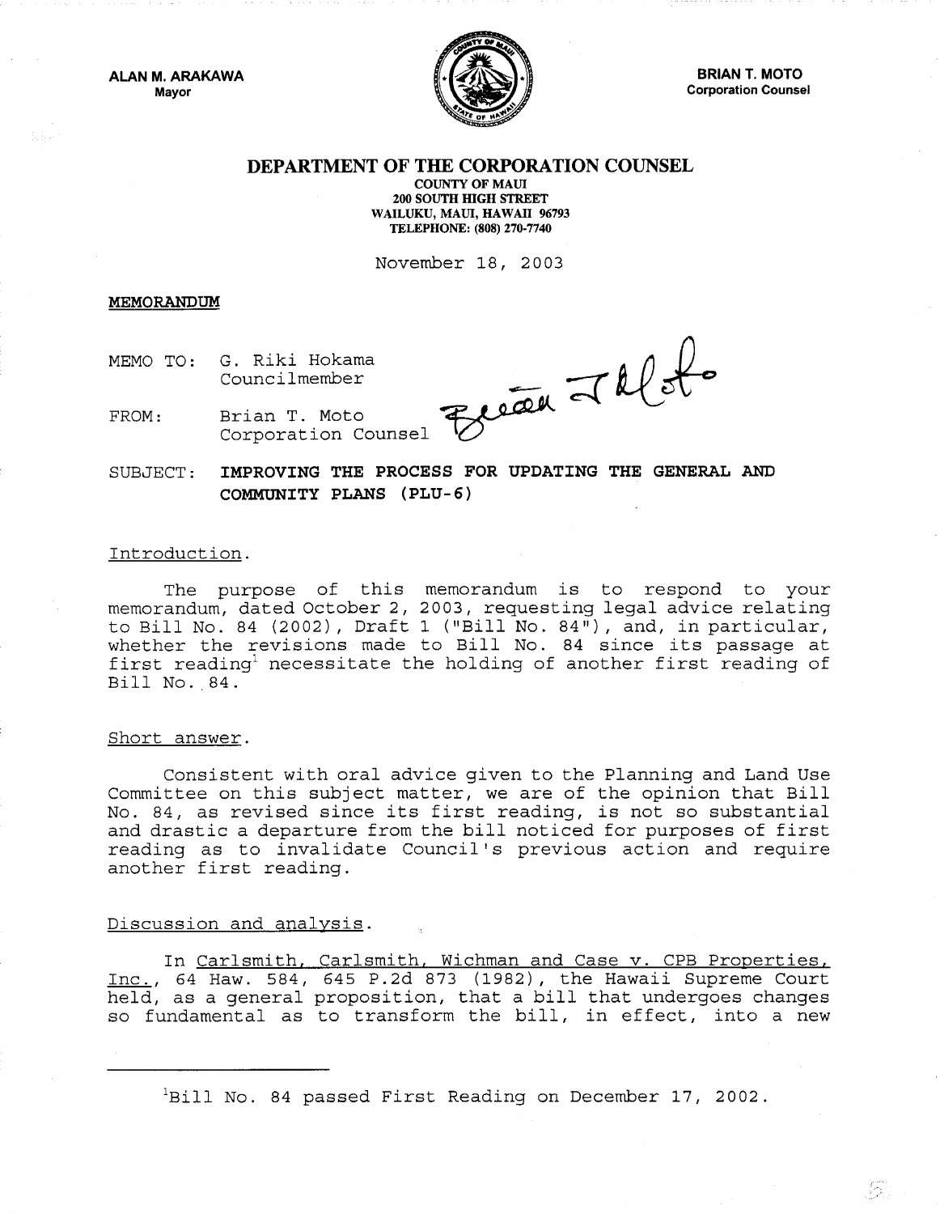ALAN M. ARAKAWA
Mayor

BRIAN T. MOTO
Corporation Counsel

# DEPARTMENT OF THE CORPORATION COUNSEL

COUNTY OF MAUI
200 SOUTH HIGH STREET
WAILUKU, MAUI, HAWAII 96793
TELEPHONE: (808) 270-7740

November 18, 2003

**MEMORANDUM**

MEMO TO: G. Riki Hokama
Councilmember

FROM: Brian T. Moto
Corporation Counsel

SUBJECT: **IMPROVING THE PROCESS FOR UPDATING THE GENERAL AND COMMUNITY PLANS (PLU-6)**

Introduction.

The purpose of this memorandum is to respond to your memorandum, dated October 2, 2003, requesting legal advice relating to Bill No. 84 (2002), Draft 1 ("Bill No. 84"), and, in particular, whether the revisions made to Bill No. 84 since its passage at first reading[1] necessitate the holding of another first reading of Bill No. 84.

Short answer.

Consistent with oral advice given to the Planning and Land Use Committee on this subject matter, we are of the opinion that Bill No. 84, as revised since its first reading, is not so substantial and drastic a departure from the bill noticed for purposes of first reading as to invalidate Council's previous action and require another first reading.

Discussion and analysis.

In Carlsmith, Carlsmith, Wichman and Case v. CPB Properties, Inc., 64 Haw. 584, 645 P.2d 873 (1982), the Hawaii Supreme Court held, as a general proposition, that a bill that undergoes changes so fundamental as to transform the bill, in effect, into a new

[1] Bill No. 84 passed First Reading on December 17, 2002.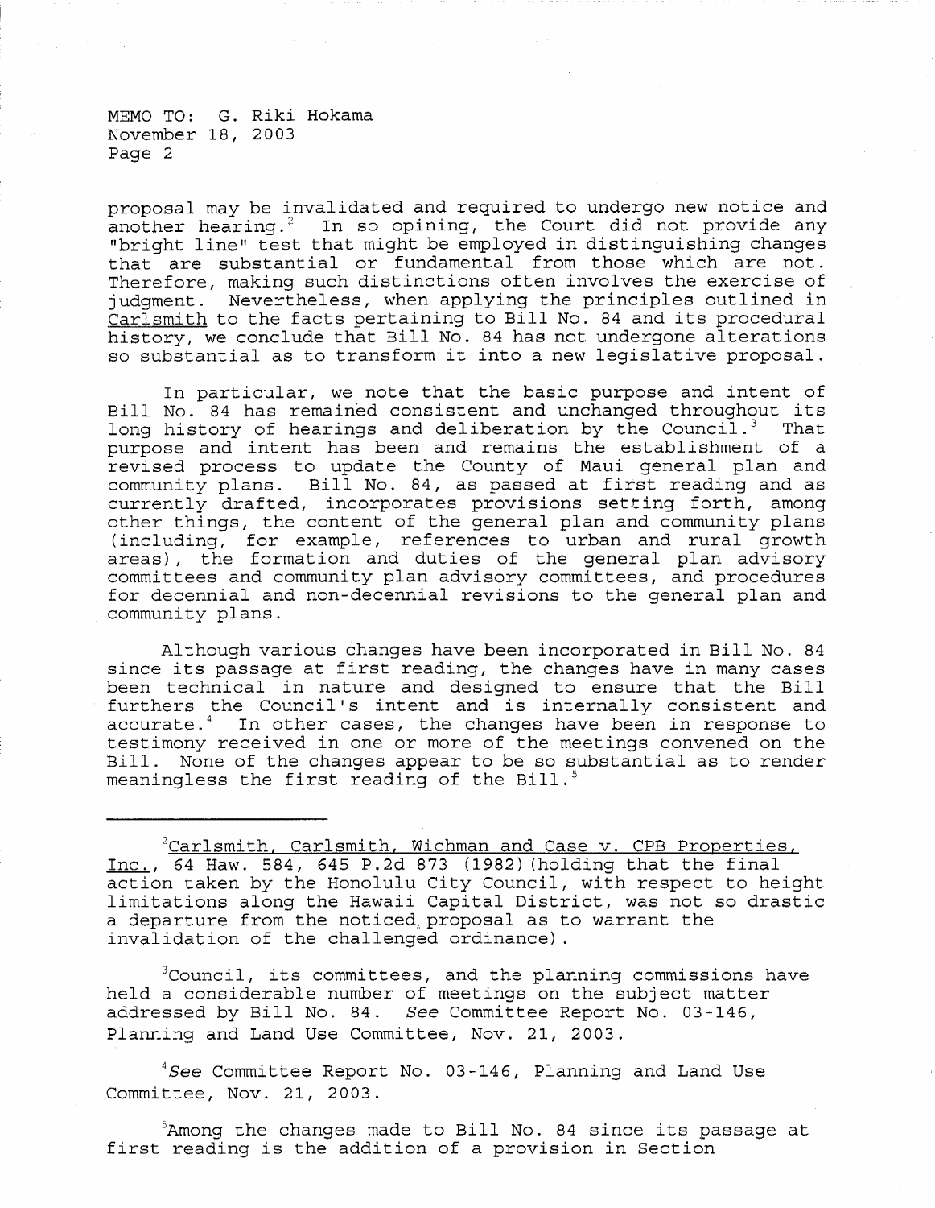proposal may be invalidated and required to undergo new notice and another hearing.[2] In so opining, the Court did not provide any "bright line" test that might be employed in distinguishing changes that are substantial or fundamental from those which are not. Therefore, making such distinctions often involves the exercise of judgment. Nevertheless, when applying the principles outlined in Carlsmith to the facts pertaining to Bill No. 84 and its procedural history, we conclude that Bill No. 84 has not undergone alterations so substantial as to transform it into a new legislative proposal.

In particular, we note that the basic purpose and intent of Bill No. 84 has remained consistent and unchanged throughout its long history of hearings and deliberation by the Council.[3] That purpose and intent has been and remains the establishment of a revised process to update the County of Maui general plan and community plans. Bill No. 84, as passed at first reading and as currently drafted, incorporates provisions setting forth, among other things, the content of the general plan and community plans (including, for example, references to urban and rural growth areas), the formation and duties of the general plan advisory committees and community plan advisory committees, and procedures for decennial and non-decennial revisions to the general plan and community plans.

Although various changes have been incorporated in Bill No. 84 since its passage at first reading, the changes have in many cases been technical in nature and designed to ensure that the Bill furthers the Council's intent and is internally consistent and accurate.[4] In other cases, the changes have been in response to testimony received in one or more of the meetings convened on the Bill. None of the changes appear to be so substantial as to render meaningless the first reading of the Bill.[5]

---

[2] Carlsmith, Carlsmith, Wichman and Case v. CPB Properties, Inc., 64 Haw. 584, 645 P.2d 873 (1982) (holding that the final action taken by the Honolulu City Council, with respect to height limitations along the Hawaii Capital District, was not so drastic a departure from the noticed proposal as to warrant the invalidation of the challenged ordinance).

[3] Council, its committees, and the planning commissions have held a considerable number of meetings on the subject matter addressed by Bill No. 84. *See* Committee Report No. 03-146, Planning and Land Use Committee, Nov. 21, 2003.

[4] *See* Committee Report No. 03-146, Planning and Land Use Committee, Nov. 21, 2003.

[5] Among the changes made to Bill No. 84 since its passage at first reading is the addition of a provision in Section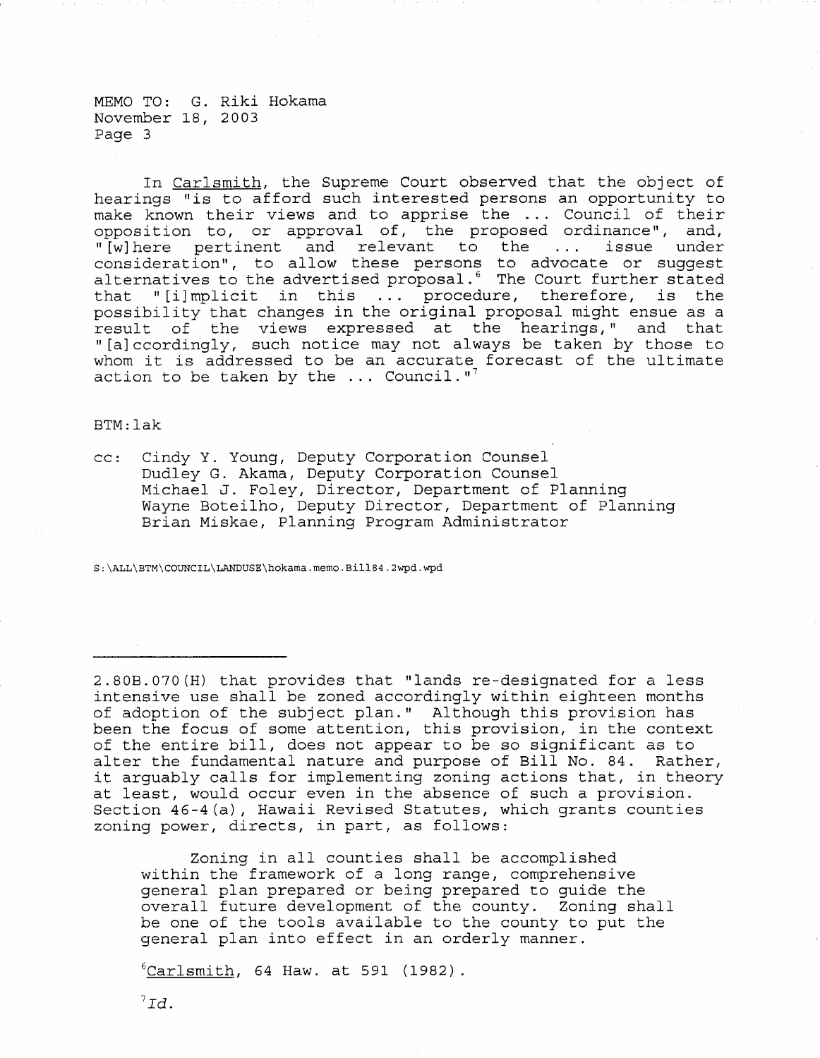MEMO TO: G. Riki Hokama
November 18, 2003

In Carlsmith, the Supreme Court observed that the object of hearings "is to afford such interested persons an opportunity to make known their views and to apprise the ... Council of their opposition to, or approval of, the proposed ordinance", and, "[w]here pertinent and relevant to the ... issue under consideration", to allow these persons to advocate or suggest alternatives to the advertised proposal.[6] The Court further stated that "[i]mplicit in this ... procedure, therefore, is the possibility that changes in the original proposal might ensue as a result of the views expressed at the hearings," and that "[a]ccordingly, such notice may not always be taken by those to whom it is addressed to be an accurate forecast of the ultimate action to be taken by the ... Council."[7]

BTM:lak

cc: Cindy Y. Young, Deputy Corporation Counsel
Dudley G. Akama, Deputy Corporation Counsel
Michael J. Foley, Director, Department of Planning
Wayne Boteilho, Deputy Director, Department of Planning
Brian Miskae, Planning Program Administrator

S:\ALL\BTM\COUNCIL\LANDUSE\hokama.memo.Bill84.2wpd.wpd

---

2.80B.070(H) that provides that "lands re-designated for a less intensive use shall be zoned accordingly within eighteen months of adoption of the subject plan." Although this provision has been the focus of some attention, this provision, in the context of the entire bill, does not appear to be so significant as to alter the fundamental nature and purpose of Bill No. 84. Rather, it arguably calls for implementing zoning actions that, in theory at least, would occur even in the absence of such a provision. Section 46-4(a), Hawaii Revised Statutes, which grants counties zoning power, directs, in part, as follows:

> Zoning in all counties shall be accomplished within the framework of a long range, comprehensive general plan prepared or being prepared to guide the overall future development of the county. Zoning shall be one of the tools available to the county to put the general plan into effect in an orderly manner.

[6] Carlsmith, 64 Haw. at 591 (1982).

[7] *Id.*